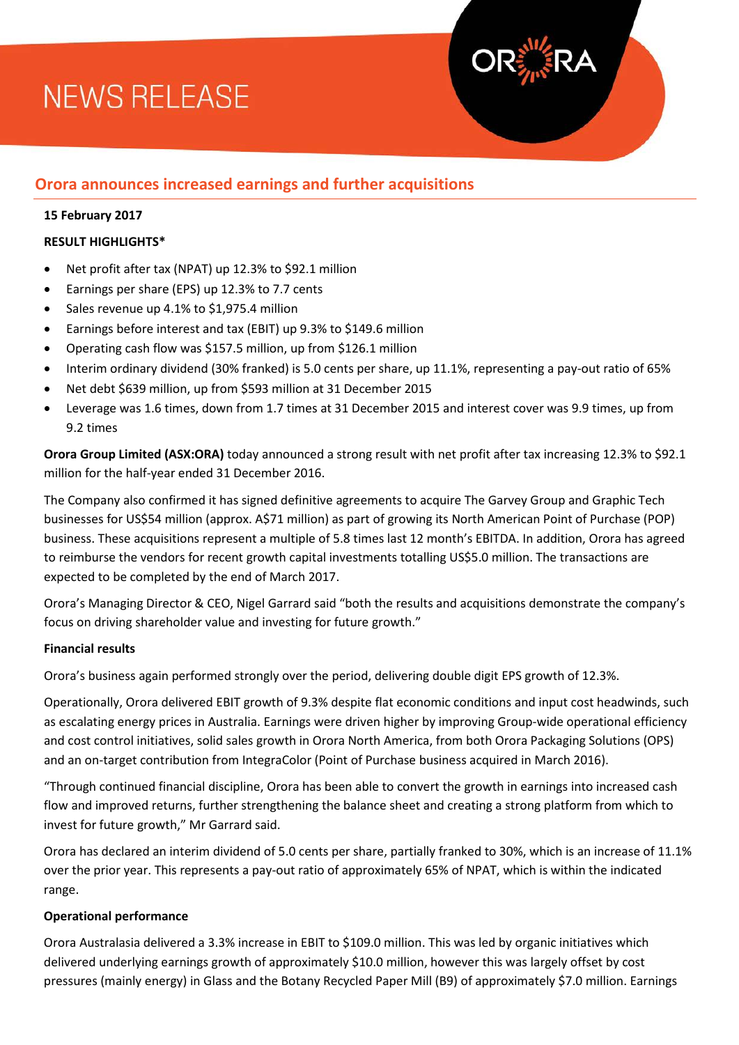# NEWS RELEASE

## Orora announces increased earnings and further acquisitions

**15 February 2017**

**RESULT HIGHLIGHTS***

- Net profit after tax (NPAT) up 12.3% to $92.1 million
- Earnings per share (EPS) up 12.3% to 7.7 cents
- Sales revenue up 4.1% to $1,975.4 million
- Earnings before interest and tax (EBIT) up 9.3% to $149.6 million
- Operating cash flow was $157.5 million, up from $126.1 million
- Interim ordinary dividend (30% franked) is 5.0 cents per share, up 11.1%, representing a pay-out ratio of 65%
- Net debt $639 million, up from $593 million at 31 December 2015
- Leverage was 1.6 times, down from 1.7 times at 31 December 2015 and interest cover was 9.9 times, up from 9.2 times

**Orora Group Limited (ASX:ORA)** today announced a strong result with net profit after tax increasing 12.3% to $92.1 million for the half-year ended 31 December 2016.

The Company also confirmed it has signed definitive agreements to acquire The Garvey Group and Graphic Tech businesses for US$54 million (approx. A$71 million) as part of growing its North American Point of Purchase (POP) business. These acquisitions represent a multiple of 5.8 times last 12 month's EBITDA. In addition, Orora has agreed to reimburse the vendors for recent growth capital investments totalling US$5.0 million. The transactions are expected to be completed by the end of March 2017.

Orora's Managing Director & CEO, Nigel Garrard said "both the results and acquisitions demonstrate the company's focus on driving shareholder value and investing for future growth."

**Financial results**

Orora's business again performed strongly over the period, delivering double digit EPS growth of 12.3%.

Operationally, Orora delivered EBIT growth of 9.3% despite flat economic conditions and input cost headwinds, such as escalating energy prices in Australia. Earnings were driven higher by improving Group-wide operational efficiency and cost control initiatives, solid sales growth in Orora North America, from both Orora Packaging Solutions (OPS) and an on-target contribution from IntegraColor (Point of Purchase business acquired in March 2016).

"Through continued financial discipline, Orora has been able to convert the growth in earnings into increased cash flow and improved returns, further strengthening the balance sheet and creating a strong platform from which to invest for future growth," Mr Garrard said.

Orora has declared an interim dividend of 5.0 cents per share, partially franked to 30%, which is an increase of 11.1% over the prior year. This represents a pay-out ratio of approximately 65% of NPAT, which is within the indicated range.

**Operational performance**

Orora Australasia delivered a 3.3% increase in EBIT to $109.0 million. This was led by organic initiatives which delivered underlying earnings growth of approximately $10.0 million, however this was largely offset by cost pressures (mainly energy) in Glass and the Botany Recycled Paper Mill (B9) of approximately $7.0 million. Earnings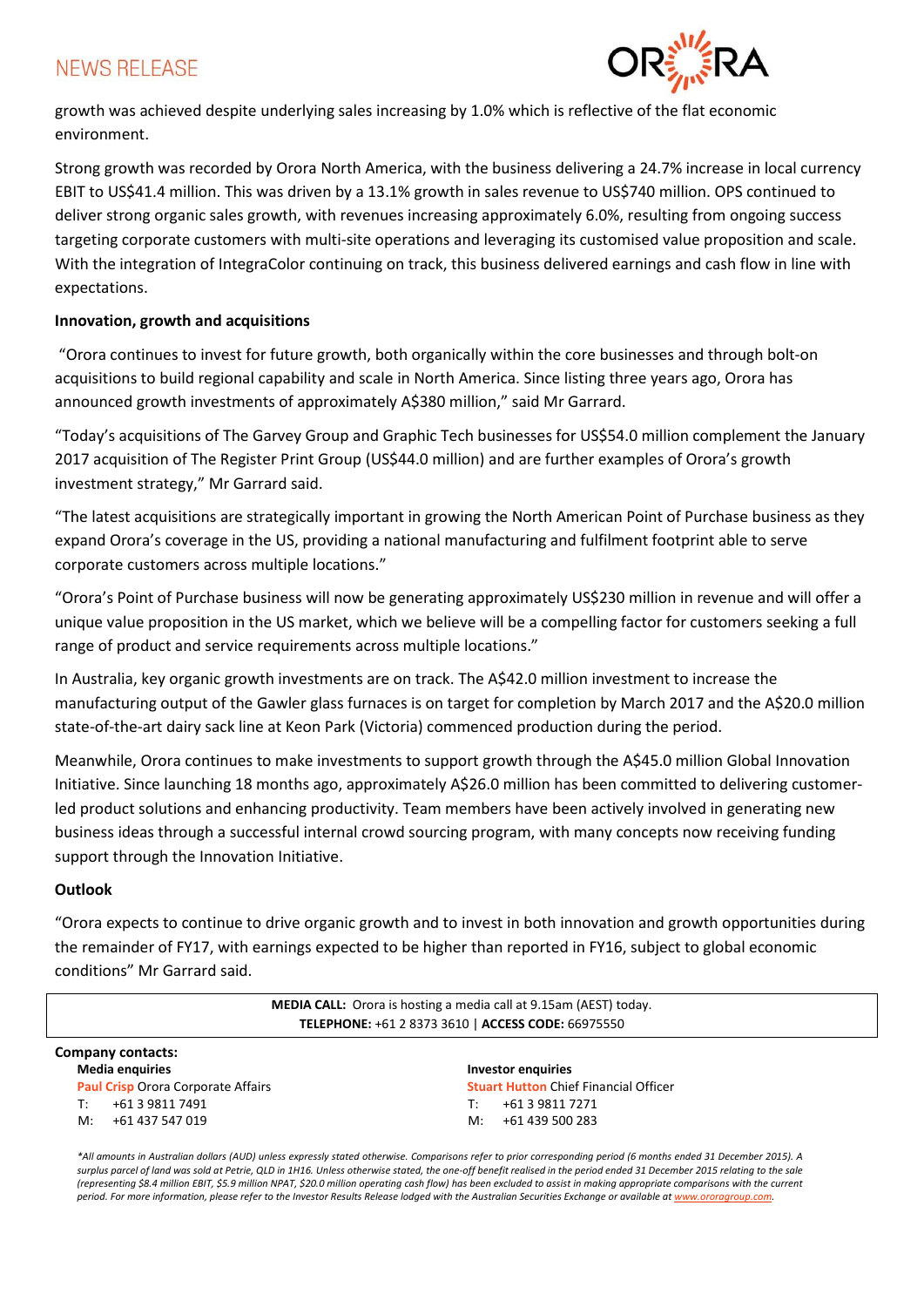growth was achieved despite underlying sales increasing by 1.0% which is reflective of the flat economic environment.

Strong growth was recorded by Orora North America, with the business delivering a 24.7% increase in local currency EBIT to US$41.4 million. This was driven by a 13.1% growth in sales revenue to US$740 million. OPS continued to deliver strong organic sales growth, with revenues increasing approximately 6.0%, resulting from ongoing success targeting corporate customers with multi-site operations and leveraging its customised value proposition and scale. With the integration of IntegraColor continuing on track, this business delivered earnings and cash flow in line with expectations.

**Innovation, growth and acquisitions**

"Orora continues to invest for future growth, both organically within the core businesses and through bolt-on acquisitions to build regional capability and scale in North America. Since listing three years ago, Orora has announced growth investments of approximately A$380 million," said Mr Garrard.

"Today's acquisitions of The Garvey Group and Graphic Tech businesses for US$54.0 million complement the January 2017 acquisition of The Register Print Group (US$44.0 million) and are further examples of Orora's growth investment strategy," Mr Garrard said.

"The latest acquisitions are strategically important in growing the North American Point of Purchase business as they expand Orora's coverage in the US, providing a national manufacturing and fulfilment footprint able to serve corporate customers across multiple locations."

"Orora's Point of Purchase business will now be generating approximately US$230 million in revenue and will offer a unique value proposition in the US market, which we believe will be a compelling factor for customers seeking a full range of product and service requirements across multiple locations."

In Australia, key organic growth investments are on track. The A$42.0 million investment to increase the manufacturing output of the Gawler glass furnaces is on target for completion by March 2017 and the A$20.0 million state-of-the-art dairy sack line at Keon Park (Victoria) commenced production during the period.

Meanwhile, Orora continues to make investments to support growth through the A$45.0 million Global Innovation Initiative. Since launching 18 months ago, approximately A$26.0 million has been committed to delivering customer-led product solutions and enhancing productivity. Team members have been actively involved in generating new business ideas through a successful internal crowd sourcing program, with many concepts now receiving funding support through the Innovation Initiative.

**Outlook**

"Orora expects to continue to drive organic growth and to invest in both innovation and growth opportunities during the remainder of FY17, with earnings expected to be higher than reported in FY16, subject to global economic conditions" Mr Garrard said.

**MEDIA CALL:** Orora is hosting a media call at 9.15am (AEST) today.
**TELEPHONE:** +61 2 8373 3610 | **ACCESS CODE:** 66975550

**Company contacts:**

**Media enquiries**
Paul Crisp Orora Corporate Affairs
T: +61 3 9811 7491
M: +61 437 547 019

**Investor enquiries**
Stuart Hutton Chief Financial Officer
T: +61 3 9811 7271
M: +61 439 500 283

*\*All amounts in Australian dollars (AUD) unless expressly stated otherwise. Comparisons refer to prior corresponding period (6 months ended 31 December 2015). A surplus parcel of land was sold at Petrie, QLD in 1H16. Unless otherwise stated, the one-off benefit realised in the period ended 31 December 2015 relating to the sale (representing $8.4 million EBIT, $5.9 million NPAT, $20.0 million operating cash flow) has been excluded to assist in making appropriate comparisons with the current period. For more information, please refer to the Investor Results Release lodged with the Australian Securities Exchange or available at www.ororagroup.com.*